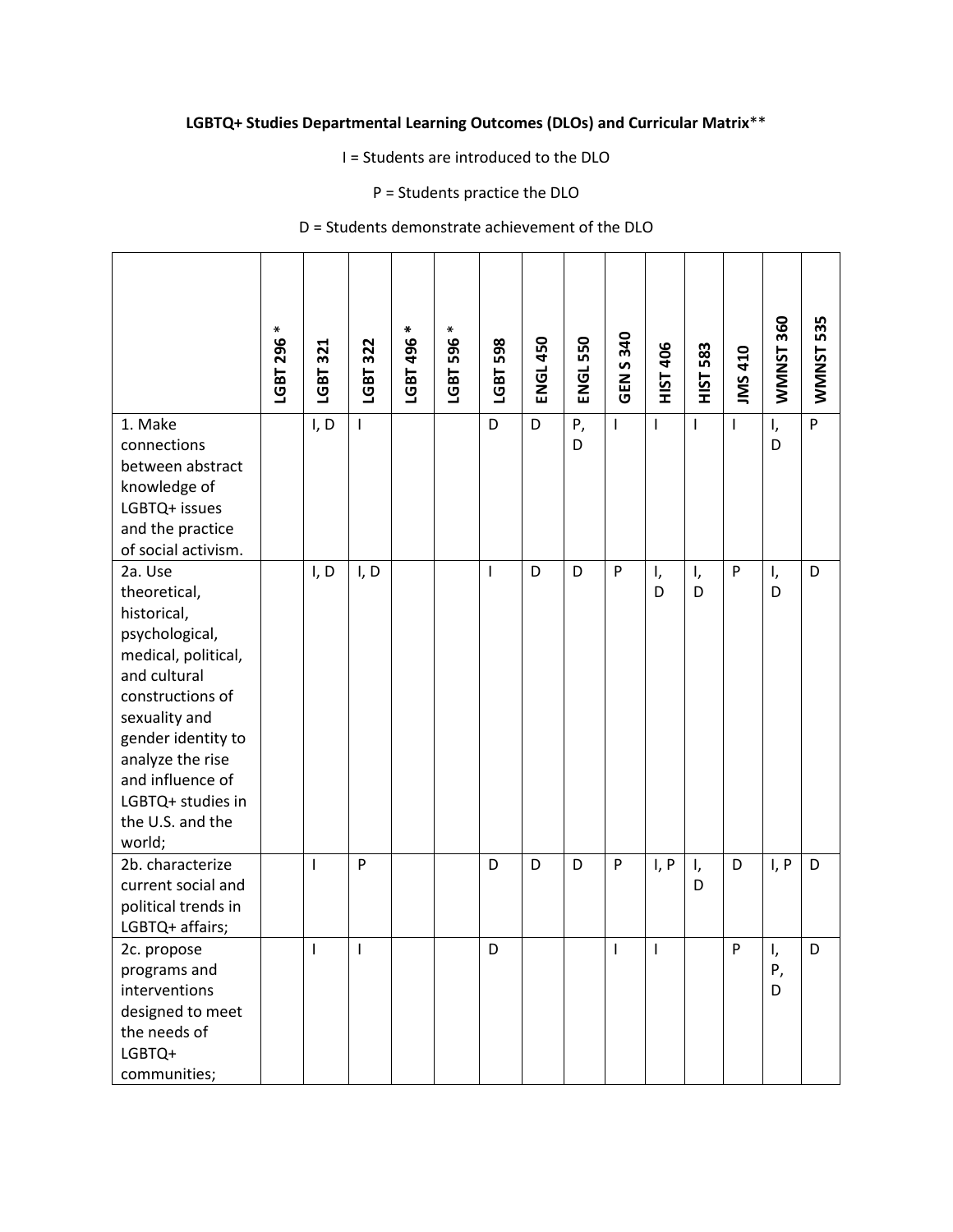**LGBTQ+ Studies Departmental Learning Outcomes (DLOs) and Curricular Matrix****

I = Students are introduced to the DLO

P = Students practice the DLO

D = Students demonstrate achievement of the DLO

| | LGBT 296 * | LGBT 321 | LGBT 322 | LGBT 496 * | LGBT 596 * | LGBT 598 | ENGL 450 | ENGL 550 | GEN S 340 | HIST 406 | HIST 583 | JMS 410 | WMNST 360 | WMNST 535 |
|---|---|---|---|---|---|---|---|---|---|---|---|---|---|---|
| 1. Make connections between abstract knowledge of LGBTQ+ issues and the practice of social activism. | | I, D | I | | | D | D | P, D | I | I | I | I | I, D | P |
| 2a. Use theoretical, historical, psychological, medical, political, and cultural constructions of sexuality and gender identity to analyze the rise and influence of LGBTQ+ studies in the U.S. and the world; | | I, D | I, D | | | I | D | D | P | I, D | I, D | P | I, D | D |
| 2b. characterize current social and political trends in LGBTQ+ affairs; | | I | P | | | D | D | D | P | I, P | I, D | D | I, P | D |
| 2c. propose programs and interventions designed to meet the needs of LGBTQ+ communities; | | I | I | | | D | | | I | I | | P | I, P, D | D |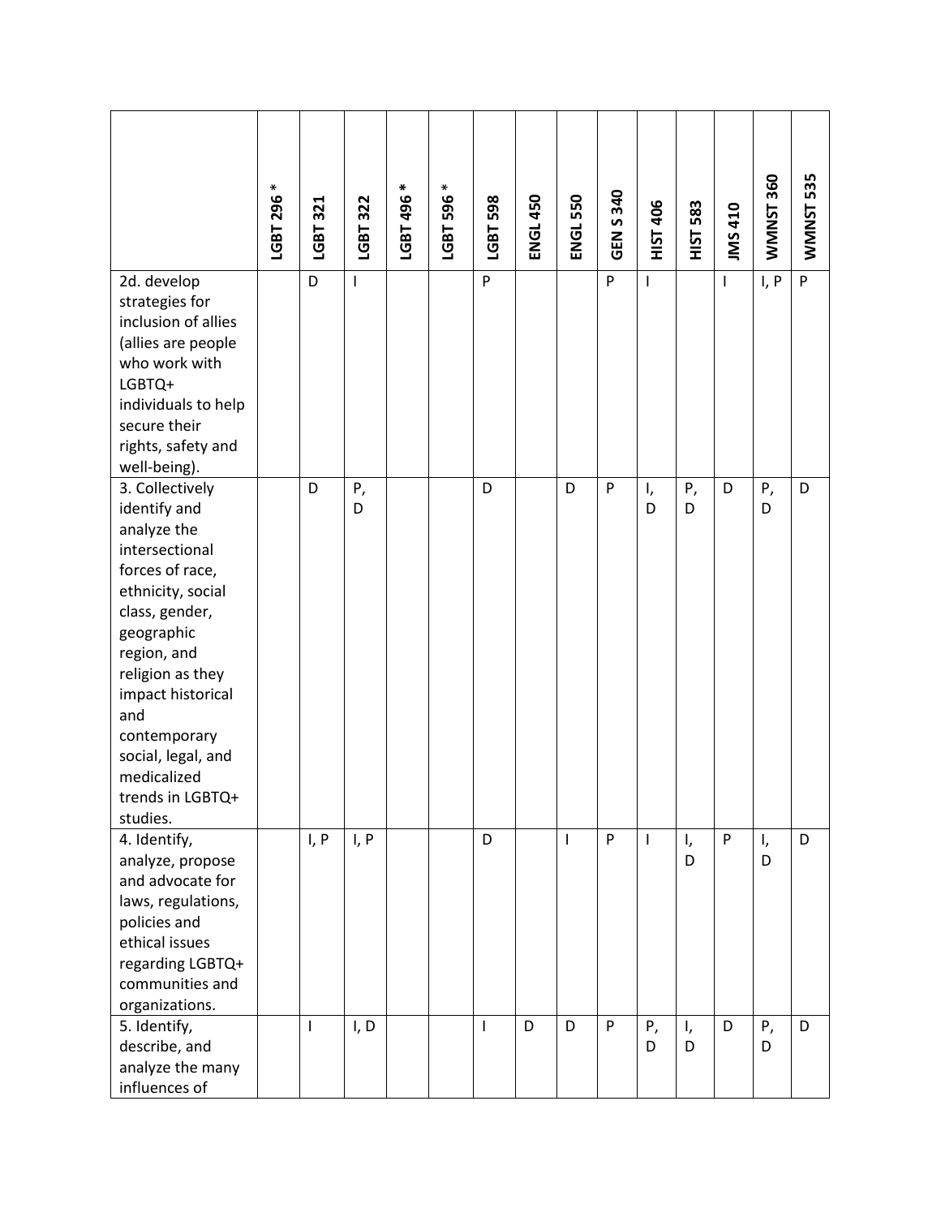| | LGBT 296 * | LGBT 321 | LGBT 322 | LGBT 496 * | LGBT 596 * | LGBT 598 | ENGL 450 | ENGL 550 | GEN S 340 | HIST 406 | HIST 583 | JMS 410 | WMNST 360 | WMNST 535 |
|---|---|---|---|---|---|---|---|---|---|---|---|---|---|---|
| 2d. develop strategies for inclusion of allies (allies are people who work with LGBTQ+ individuals to help secure their rights, safety and well-being). | | D | I | | | P | | | P | I | | I | I, P | P |
| 3. Collectively identify and analyze the intersectional forces of race, ethnicity, social class, gender, geographic region, and religion as they impact historical and contemporary social, legal, and medicalized trends in LGBTQ+ studies. | | D | P, D | | | D | | D | P | I, D | P, D | D | P, D | D |
| 4. Identify, analyze, propose and advocate for laws, regulations, policies and ethical issues regarding LGBTQ+ communities and organizations. | | I, P | I, P | | | D | | I | P | I | I, D | P | I, D | D |
| 5. Identify, describe, and analyze the many influences of | | I | I, D | | | I | D | D | P | P, D | I, D | D | P, D | D |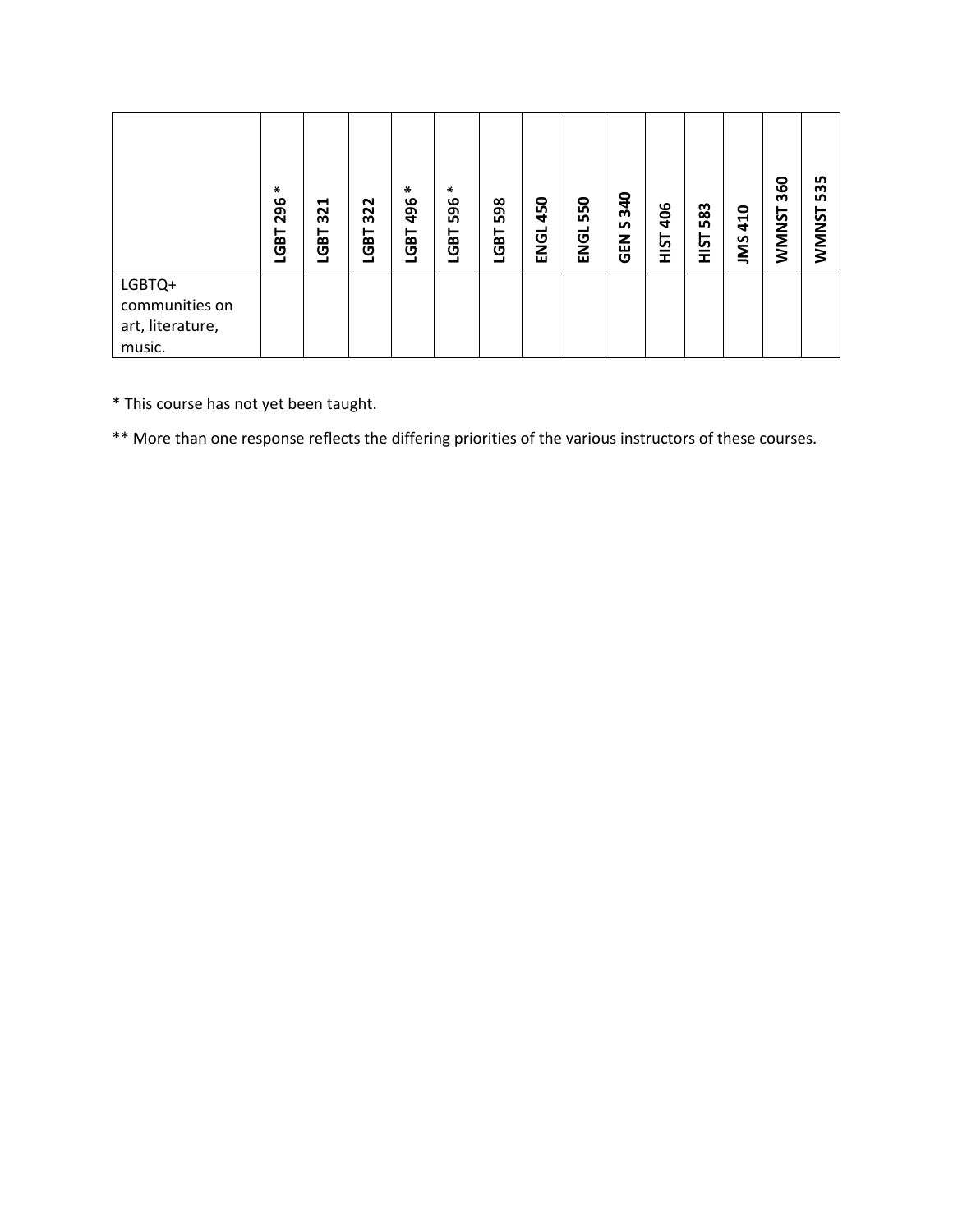| | LGBT 296 * | LGBT 321 | LGBT 322 | LGBT 496 * | LGBT 596 * | LGBT 598 | ENGL 450 | ENGL 550 | GEN S 340 | HIST 406 | HIST 583 | JMS 410 | WMNST 360 | WMNST 535 |
|---|---|---|---|---|---|---|---|---|---|---|---|---|---|---|
| LGBTQ+ communities on art, literature, music. | | | | | | | | | | | | | | |

* This course has not yet been taught.

** More than one response reflects the differing priorities of the various instructors of these courses.